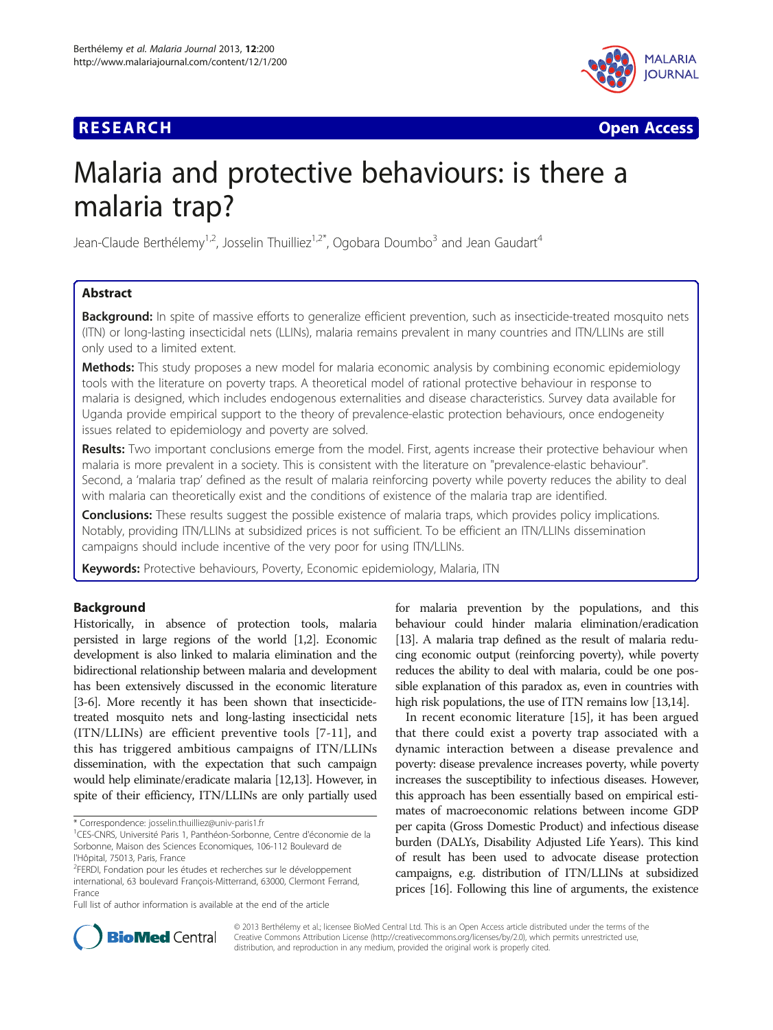RESEARCH Open Access

# Malaria and protective behaviours: is there a malaria trap?

Jean-Claude Berthélemy[1,2], Josselin Thuilliez[1,2*], Ogobara Doumbo[3] and Jean Gaudart[4]

## Abstract

**Background:** In spite of massive efforts to generalize efficient prevention, such as insecticide-treated mosquito nets (ITN) or long-lasting insecticidal nets (LLINs), malaria remains prevalent in many countries and ITN/LLINs are still only used to a limited extent.

**Methods:** This study proposes a new model for malaria economic analysis by combining economic epidemiology tools with the literature on poverty traps. A theoretical model of rational protective behaviour in response to malaria is designed, which includes endogenous externalities and disease characteristics. Survey data available for Uganda provide empirical support to the theory of prevalence-elastic protection behaviours, once endogeneity issues related to epidemiology and poverty are solved.

**Results:** Two important conclusions emerge from the model. First, agents increase their protective behaviour when malaria is more prevalent in a society. This is consistent with the literature on "prevalence-elastic behaviour". Second, a 'malaria trap' defined as the result of malaria reinforcing poverty while poverty reduces the ability to deal with malaria can theoretically exist and the conditions of existence of the malaria trap are identified.

**Conclusions:** These results suggest the possible existence of malaria traps, which provides policy implications. Notably, providing ITN/LLINs at subsidized prices is not sufficient. To be efficient an ITN/LLINs dissemination campaigns should include incentive of the very poor for using ITN/LLINs.

**Keywords:** Protective behaviours, Poverty, Economic epidemiology, Malaria, ITN

## Background

Historically, in absence of protection tools, malaria persisted in large regions of the world [1,2]. Economic development is also linked to malaria elimination and the bidirectional relationship between malaria and development has been extensively discussed in the economic literature [3-6]. More recently it has been shown that insecticide-treated mosquito nets and long-lasting insecticidal nets (ITN/LLINs) are efficient preventive tools [7-11], and this has triggered ambitious campaigns of ITN/LLINs dissemination, with the expectation that such campaign would help eliminate/eradicate malaria [12,13]. However, in spite of their efficiency, ITN/LLINs are only partially used for malaria prevention by the populations, and this behaviour could hinder malaria elimination/eradication [13]. A malaria trap defined as the result of malaria reducing economic output (reinforcing poverty), while poverty reduces the ability to deal with malaria, could be one possible explanation of this paradox as, even in countries with high risk populations, the use of ITN remains low [13,14].

In recent economic literature [15], it has been argued that there could exist a poverty trap associated with a dynamic interaction between a disease prevalence and poverty: disease prevalence increases poverty, while poverty increases the susceptibility to infectious diseases. However, this approach has been essentially based on empirical estimates of macroeconomic relations between income GDP per capita (Gross Domestic Product) and infectious disease burden (DALYs, Disability Adjusted Life Years). This kind of result has been used to advocate disease protection campaigns, e.g. distribution of ITN/LLINs at subsidized prices [16]. Following this line of arguments, the existence

\* Correspondence: josselin.thuilliez@univ-paris1.fr
[1]CES-CNRS, Université Paris 1, Panthéon-Sorbonne, Centre d'économie de la Sorbonne, Maison des Sciences Economiques, 106-112 Boulevard de l'Hôpital, 75013, Paris, France
[2]FERDI, Fondation pour les études et recherches sur le développement international, 63 boulevard François-Mitterrand, 63000, Clermont Ferrand, France
Full list of author information is available at the end of the article

© 2013 Berthélemy et al.; licensee BioMed Central Ltd. This is an Open Access article distributed under the terms of the Creative Commons Attribution License (http://creativecommons.org/licenses/by/2.0), which permits unrestricted use, distribution, and reproduction in any medium, provided the original work is properly cited.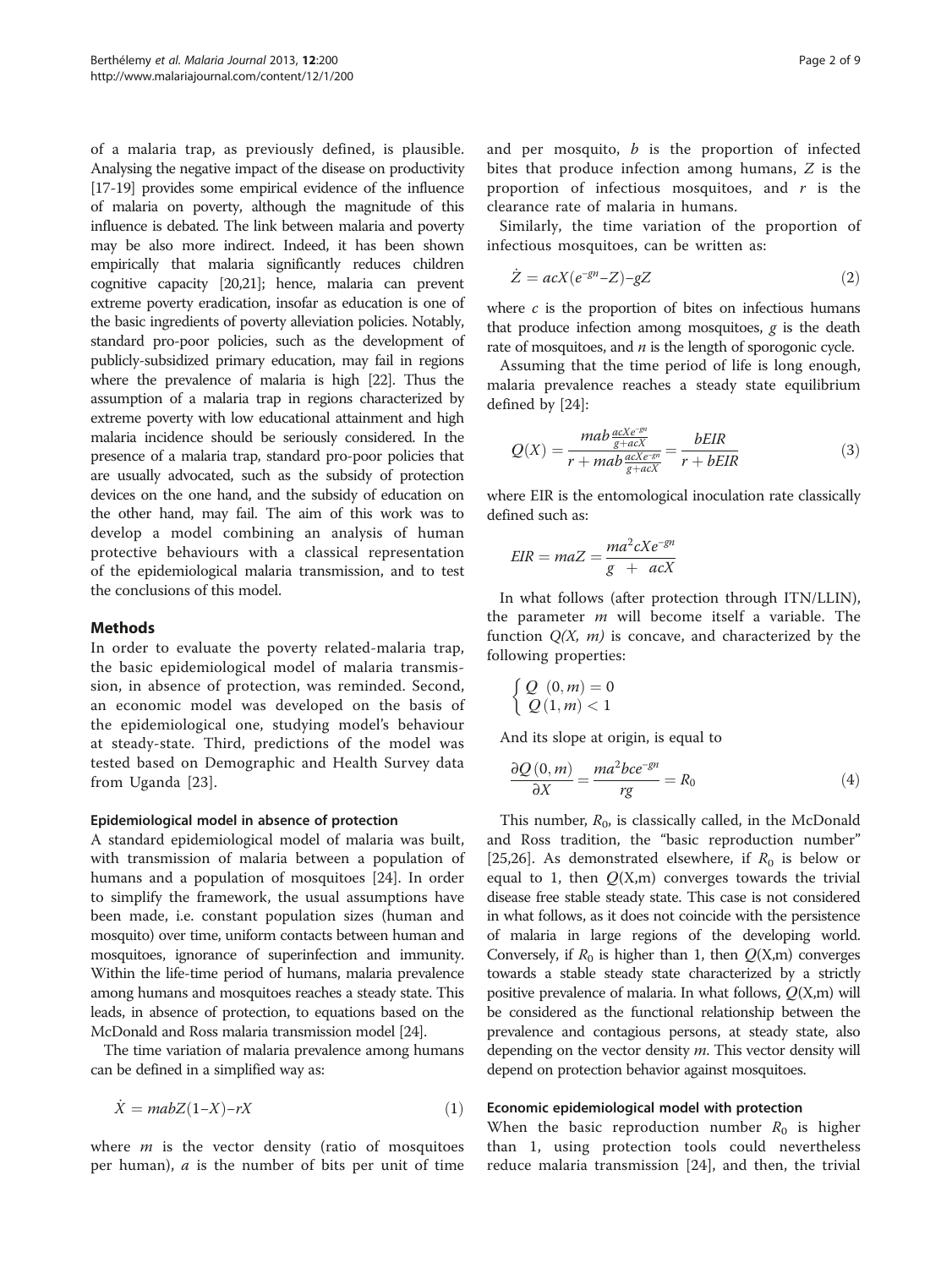of a malaria trap, as previously defined, is plausible. Analysing the negative impact of the disease on productivity [17-19] provides some empirical evidence of the influence of malaria on poverty, although the magnitude of this influence is debated. The link between malaria and poverty may be also more indirect. Indeed, it has been shown empirically that malaria significantly reduces children cognitive capacity [20,21]; hence, malaria can prevent extreme poverty eradication, insofar as education is one of the basic ingredients of poverty alleviation policies. Notably, standard pro-poor policies, such as the development of publicly-subsidized primary education, may fail in regions where the prevalence of malaria is high [22]. Thus the assumption of a malaria trap in regions characterized by extreme poverty with low educational attainment and high malaria incidence should be seriously considered. In the presence of a malaria trap, standard pro-poor policies that are usually advocated, such as the subsidy of protection devices on the one hand, and the subsidy of education on the other hand, may fail. The aim of this work was to develop a model combining an analysis of human protective behaviours with a classical representation of the epidemiological malaria transmission, and to test the conclusions of this model.

## Methods

In order to evaluate the poverty related-malaria trap, the basic epidemiological model of malaria transmission, in absence of protection, was reminded. Second, an economic model was developed on the basis of the epidemiological one, studying model's behaviour at steady-state. Third, predictions of the model was tested based on Demographic and Health Survey data from Uganda [23].

### Epidemiological model in absence of protection

A standard epidemiological model of malaria was built, with transmission of malaria between a population of humans and a population of mosquitoes [24]. In order to simplify the framework, the usual assumptions have been made, i.e. constant population sizes (human and mosquito) over time, uniform contacts between human and mosquitoes, ignorance of superinfection and immunity. Within the life-time period of humans, malaria prevalence among humans and mosquitoes reaches a steady state. This leads, in absence of protection, to equations based on the McDonald and Ross malaria transmission model [24].

The time variation of malaria prevalence among humans can be defined in a simplified way as:

$$\dot{X} = mabZ(1-X) - rX \tag{1}$$

where $m$ is the vector density (ratio of mosquitoes per human), $a$ is the number of bits per unit of time and per mosquito, $b$ is the proportion of infected bites that produce infection among humans, $Z$ is the proportion of infectious mosquitoes, and $r$ is the clearance rate of malaria in humans.

Similarly, the time variation of the proportion of infectious mosquitoes, can be written as:

$$\dot{Z} = acX(e^{-gn} - Z) - gZ \tag{2}$$

where $c$ is the proportion of bites on infectious humans that produce infection among mosquitoes, $g$ is the death rate of mosquitoes, and $n$ is the length of sporogonic cycle.

Assuming that the time period of life is long enough, malaria prevalence reaches a steady state equilibrium defined by [24]:

$$Q(X) = \frac{mab\frac{acXe^{-gn}}{g+acX}}{r + mab\frac{acXe^{-gn}}{g+acX}} = \frac{bEIR}{r + bEIR} \tag{3}$$

where EIR is the entomological inoculation rate classically defined such as:

$$EIR = maZ = \frac{ma^2cXe^{-gn}}{g \; + \; acX}$$

In what follows (after protection through ITN/LLIN), the parameter $m$ will become itself a variable. The function $Q(X,\ m)$ is concave, and characterized by the following properties:

$$\begin{cases} Q\ (0, m) = 0 \\ Q\,(1, m) < 1 \end{cases}$$

And its slope at origin, is equal to

$$\frac{\partial Q\,(0, m)}{\partial X} = \frac{ma^2bce^{-gn}}{rg} = R_0 \tag{4}$$

This number, $R_0$, is classically called, in the McDonald and Ross tradition, the "basic reproduction number" [25,26]. As demonstrated elsewhere, if $R_0$ is below or equal to 1, then $Q(X,m)$ converges towards the trivial disease free stable steady state. This case is not considered in what follows, as it does not coincide with the persistence of malaria in large regions of the developing world. Conversely, if $R_0$ is higher than 1, then $Q(X,m)$ converges towards a stable steady state characterized by a strictly positive prevalence of malaria. In what follows, $Q(X,m)$ will be considered as the functional relationship between the prevalence and contagious persons, at steady state, also depending on the vector density $m$. This vector density will depend on protection behavior against mosquitoes.

### Economic epidemiological model with protection

When the basic reproduction number $R_0$ is higher than 1, using protection tools could nevertheless reduce malaria transmission [24], and then, the trivial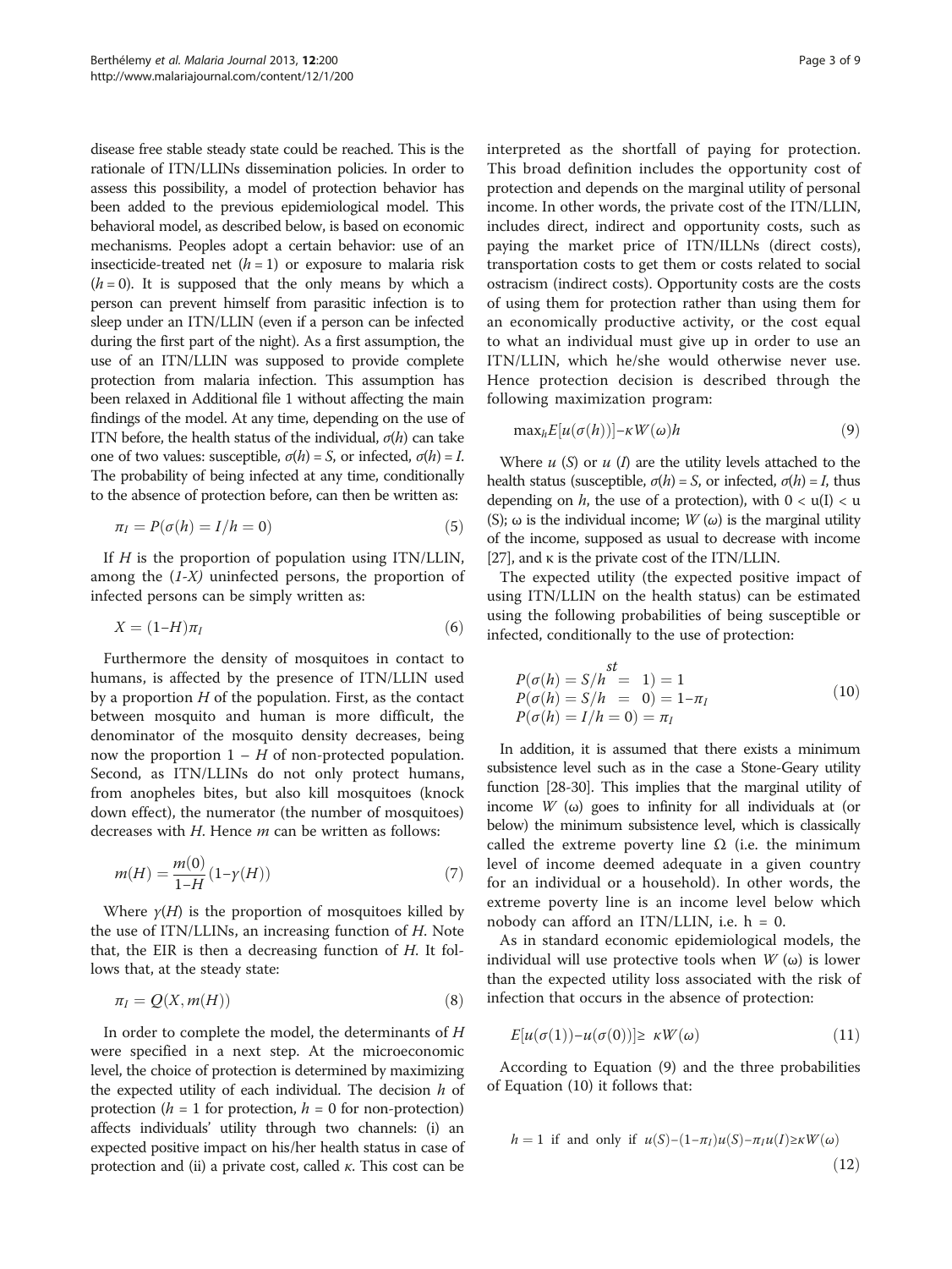disease free stable steady state could be reached. This is the rationale of ITN/LLINs dissemination policies. In order to assess this possibility, a model of protection behavior has been added to the previous epidemiological model. This behavioral model, as described below, is based on economic mechanisms. Peoples adopt a certain behavior: use of an insecticide-treated net ($h = 1$) or exposure to malaria risk ($h = 0$). It is supposed that the only means by which a person can prevent himself from parasitic infection is to sleep under an ITN/LLIN (even if a person can be infected during the first part of the night). As a first assumption, the use of an ITN/LLIN was supposed to provide complete protection from malaria infection. This assumption has been relaxed in Additional file 1 without affecting the main findings of the model. At any time, depending on the use of ITN before, the health status of the individual, $\sigma(h)$ can take one of two values: susceptible, $\sigma(h) = S$, or infected, $\sigma(h) = I$. The probability of being infected at any time, conditionally to the absence of protection before, can then be written as:

$$\pi_I = P(\sigma(h) = I/h = 0) \tag{5}$$

If $H$ is the proportion of population using ITN/LLIN, among the $(1\text{-}X)$ uninfected persons, the proportion of infected persons can be simply written as:

$$X = (1-H)\pi_I \tag{6}$$

Furthermore the density of mosquitoes in contact to humans, is affected by the presence of ITN/LLIN used by a proportion $H$ of the population. First, as the contact between mosquito and human is more difficult, the denominator of the mosquito density decreases, being now the proportion $1 - H$ of non-protected population. Second, as ITN/LLINs do not only protect humans, from anopheles bites, but also kill mosquitoes (knock down effect), the numerator (the number of mosquitoes) decreases with $H$. Hence $m$ can be written as follows:

$$m(H) = \frac{m(0)}{1-H}(1-\gamma(H)) \tag{7}$$

Where $\gamma(H)$ is the proportion of mosquitoes killed by the use of ITN/LLINs, an increasing function of $H$. Note that, the EIR is then a decreasing function of $H$. It follows that, at the steady state:

$$\pi_I = Q(X, m(H)) \tag{8}$$

In order to complete the model, the determinants of $H$ were specified in a next step. At the microeconomic level, the choice of protection is determined by maximizing the expected utility of each individual. The decision $h$ of protection ($h = 1$ for protection, $h = 0$ for non-protection) affects individuals' utility through two channels: (i) an expected positive impact on his/her health status in case of protection and (ii) a private cost, called $\kappa$. This cost can be interpreted as the shortfall of paying for protection. This broad definition includes the opportunity cost of protection and depends on the marginal utility of personal income. In other words, the private cost of the ITN/LLIN, includes direct, indirect and opportunity costs, such as paying the market price of ITN/ILLNs (direct costs), transportation costs to get them or costs related to social ostracism (indirect costs). Opportunity costs are the costs of using them for protection rather than using them for an economically productive activity, or the cost equal to what an individual must give up in order to use an ITN/LLIN, which he/she would otherwise never use. Hence protection decision is described through the following maximization program:

$$\max_h E[u(\sigma(h))] - \kappa W(\omega)h \tag{9}$$

Where $u$ $(S)$ or $u$ $(I)$ are the utility levels attached to the health status (susceptible, $\sigma(h) = S$, or infected, $\sigma(h) = I$, thus depending on $h$, the use of a protection), with $0 < u(I) < u(S)$; $\omega$ is the individual income; $W(\omega)$ is the marginal utility of the income, supposed as usual to decrease with income [27], and $\kappa$ is the private cost of the ITN/LLIN.

The expected utility (the expected positive impact of using ITN/LLIN on the health status) can be estimated using the following probabilities of being susceptible or infected, conditionally to the use of protection:

$$\begin{aligned} &P(\sigma(h) = S/h \overset{st}{=} 1) = 1 \\ &P(\sigma(h) = S/h = 0) = 1-\pi_I \\ &P(\sigma(h) = I/h = 0) = \pi_I \end{aligned} \tag{10}$$

In addition, it is assumed that there exists a minimum subsistence level such as in the case a Stone-Geary utility function [28-30]. This implies that the marginal utility of income $W(\omega)$ goes to infinity for all individuals at (or below) the minimum subsistence level, which is classically called the extreme poverty line $\Omega$ (i.e. the minimum level of income deemed adequate in a given country for an individual or a household). In other words, the extreme poverty line is an income level below which nobody can afford an ITN/LLIN, i.e. $h = 0$.

As in standard economic epidemiological models, the individual will use protective tools when $W(\omega)$ is lower than the expected utility loss associated with the risk of infection that occurs in the absence of protection:

$$E[u(\sigma(1)) - u(\sigma(0))] \geq \kappa W(\omega) \tag{11}$$

According to Equation (9) and the three probabilities of Equation (10) it follows that:

$$h = 1 \text{ if and only if } u(S) - (1-\pi_I)u(S) - \pi_I u(I) \geq \kappa W(\omega) \tag{12}$$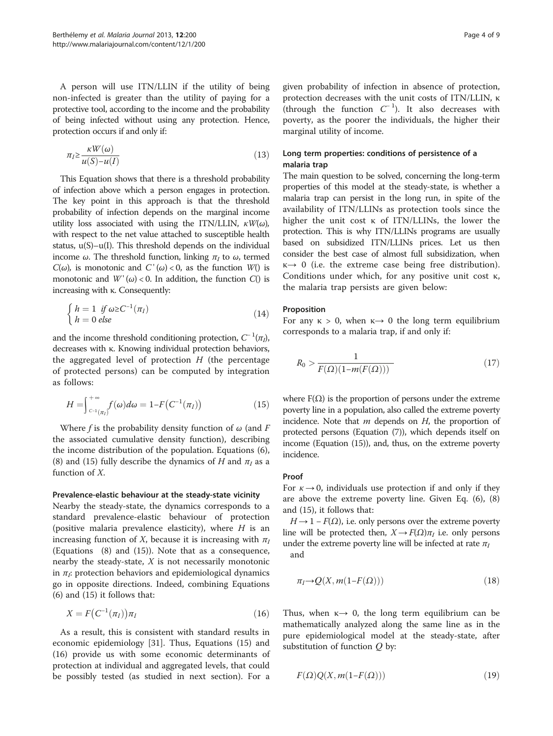A person will use ITN/LLIN if the utility of being non-infected is greater than the utility of paying for a protective tool, according to the income and the probability of being infected without using any protection. Hence, protection occurs if and only if:

$$\pi_I \geq \frac{\kappa W(\omega)}{u(S)-u(I)} \tag{13}$$

This Equation shows that there is a threshold probability of infection above which a person engages in protection. The key point in this approach is that the threshold probability of infection depends on the marginal income utility loss associated with using the ITN/LLIN, $\kappa W(\omega)$, with respect to the net value attached to susceptible health status, u(S)–u(I). This threshold depends on the individual income $\omega$. The threshold function, linking $\pi_I$ to $\omega$, termed $C(\omega)$, is monotonic and $C'(\omega) < 0$, as the function $W()$ is monotonic and $W'(\omega) < 0$. In addition, the function $C()$ is increasing with κ. Consequently:

$$\begin{cases} h = 1 \;\; if\; \omega \geq C^{-1}(\pi_I) \\ h = 0 \;\; else \end{cases} \tag{14}$$

and the income threshold conditioning protection, $C^{-1}(\pi_I)$, decreases with κ. Knowing individual protection behaviors, the aggregated level of protection $H$ (the percentage of protected persons) can be computed by integration as follows:

$$H = \int_{C^{-1}(\pi_I)}^{+\infty} f(\omega)d\omega = 1 - F\left(C^{-1}(\pi_I)\right) \tag{15}$$

Where $f$ is the probability density function of $\omega$ (and $F$ the associated cumulative density function), describing the income distribution of the population. Equations (6), (8) and (15) fully describe the dynamics of $H$ and $\pi_I$ as a function of $X$.

#### Prevalence-elastic behaviour at the steady-state vicinity

Nearby the steady-state, the dynamics corresponds to a standard prevalence-elastic behaviour of protection (positive malaria prevalence elasticity), where $H$ is an increasing function of $X$, because it is increasing with $\pi_I$ (Equations (8) and (15)). Note that as a consequence, nearby the steady-state, $X$ is not necessarily monotonic in $\pi_I$: protection behaviors and epidemiological dynamics go in opposite directions. Indeed, combining Equations (6) and (15) it follows that:

$$X = F\left(C^{-1}(\pi_I)\right)\pi_I \tag{16}$$

As a result, this is consistent with standard results in economic epidemiology [31]. Thus, Equations (15) and (16) provide us with some economic determinants of protection at individual and aggregated levels, that could be possibly tested (as studied in next section). For a given probability of infection in absence of protection, protection decreases with the unit costs of ITN/LLIN, κ (through the function $C^{-1}$). It also decreases with poverty, as the poorer the individuals, the higher their marginal utility of income.

### Long term properties: conditions of persistence of a malaria trap

The main question to be solved, concerning the long-term properties of this model at the steady-state, is whether a malaria trap can persist in the long run, in spite of the availability of ITN/LLINs as protection tools since the higher the unit cost κ of ITN/LLINs, the lower the protection. This is why ITN/LLINs programs are usually based on subsidized ITN/LLINs prices. Let us then consider the best case of almost full subsidization, when κ→ 0 (i.e. the extreme case being free distribution). Conditions under which, for any positive unit cost κ, the malaria trap persists are given below:

#### Proposition

For any κ > 0, when κ→ 0 the long term equilibrium corresponds to a malaria trap, if and only if:

$$R_0 > \frac{1}{F(\Omega)(1-m(F(\Omega)))} \tag{17}$$

where F(Ω) is the proportion of persons under the extreme poverty line in a population, also called the extreme poverty incidence. Note that $m$ depends on $H$, the proportion of protected persons (Equation (7)), which depends itself on income (Equation (15)), and, thus, on the extreme poverty incidence.

#### Proof

For $\kappa \to 0$, individuals use protection if and only if they are above the extreme poverty line. Given Eq. (6), (8) and (15), it follows that:

$H \to 1 - F(\Omega)$, i.e. only persons over the extreme poverty line will be protected then, $X \to F(\Omega)\pi_I$ i.e. only persons under the extreme poverty line will be infected at rate $\pi_I$ and

$$\pi_I \to Q(X, m(1-F(\Omega))) \tag{18}$$

Thus, when κ→ 0, the long term equilibrium can be mathematically analyzed along the same line as in the pure epidemiological model at the steady-state, after substitution of function $Q$ by:

$$F(\Omega)Q(X, m(1-F(\Omega))) \tag{19}$$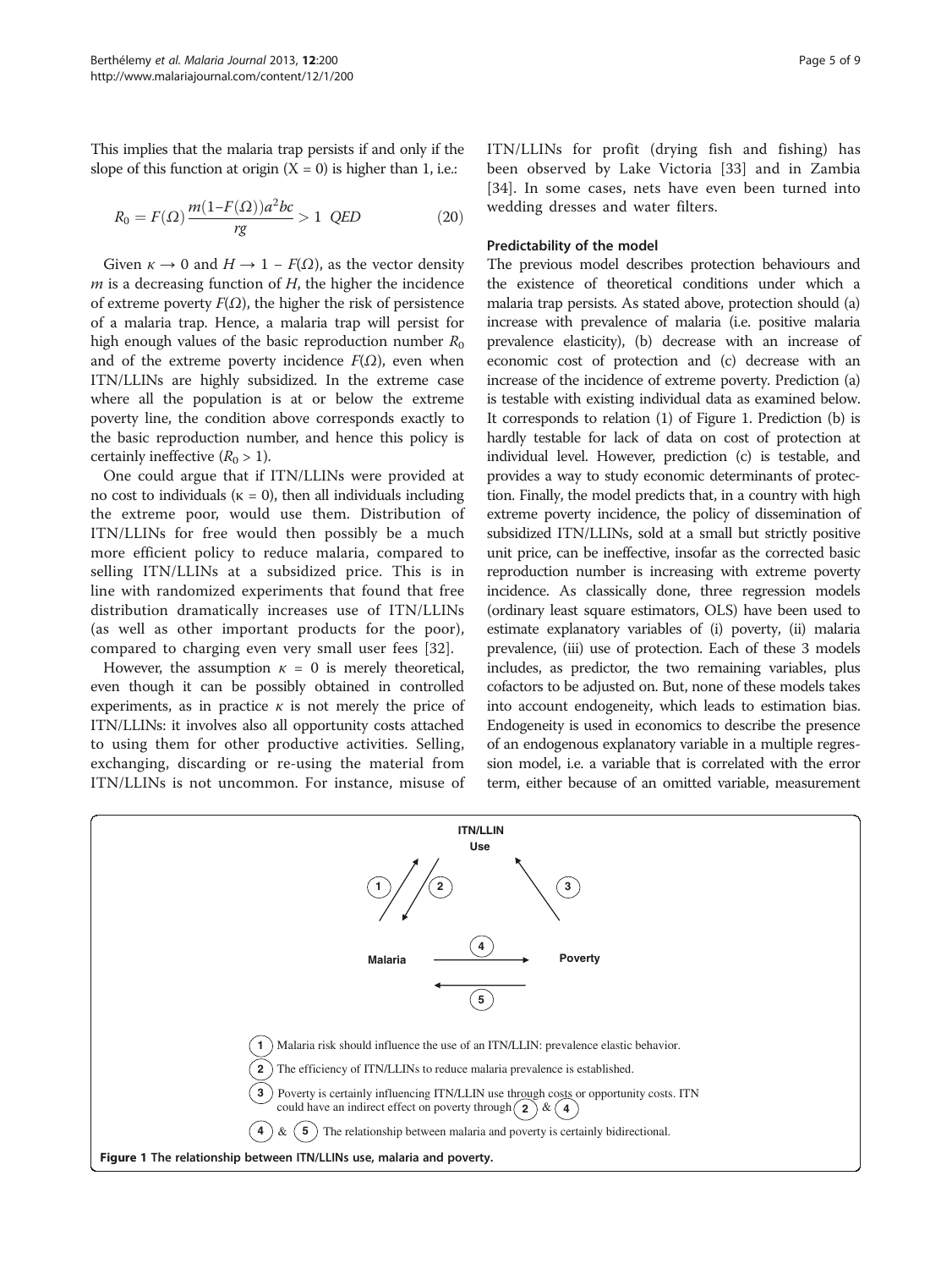This implies that the malaria trap persists if and only if the slope of this function at origin ($X = 0$) is higher than 1, i.e.:

$$R_0 = F(\Omega)\frac{m(1-F(\Omega))a^2bc}{rg} > 1 \quad QED \tag{20}$$

Given $\kappa \to 0$ and $H \to 1 - F(\Omega)$, as the vector density $m$ is a decreasing function of $H$, the higher the incidence of extreme poverty $F(\Omega)$, the higher the risk of persistence of a malaria trap. Hence, a malaria trap will persist for high enough values of the basic reproduction number $R_0$ and of the extreme poverty incidence $F(\Omega)$, even when ITN/LLINs are highly subsidized. In the extreme case where all the population is at or below the extreme poverty line, the condition above corresponds exactly to the basic reproduction number, and hence this policy is certainly ineffective ($R_0 > 1$).

One could argue that if ITN/LLINs were provided at no cost to individuals ($\kappa = 0$), then all individuals including the extreme poor, would use them. Distribution of ITN/LLINs for free would then possibly be a much more efficient policy to reduce malaria, compared to selling ITN/LLINs at a subsidized price. This is in line with randomized experiments that found that free distribution dramatically increases use of ITN/LLINs (as well as other important products for the poor), compared to charging even very small user fees [32].

However, the assumption $\kappa = 0$ is merely theoretical, even though it can be possibly obtained in controlled experiments, as in practice $\kappa$ is not merely the price of ITN/LLINs: it involves also all opportunity costs attached to using them for other productive activities. Selling, exchanging, discarding or re-using the material from ITN/LLINs is not uncommon. For instance, misuse of ITN/LLINs for profit (drying fish and fishing) has been observed by Lake Victoria [33] and in Zambia [34]. In some cases, nets have even been turned into wedding dresses and water filters.

### Predictability of the model

The previous model describes protection behaviours and the existence of theoretical conditions under which a malaria trap persists. As stated above, protection should (a) increase with prevalence of malaria (i.e. positive malaria prevalence elasticity), (b) decrease with an increase of economic cost of protection and (c) decrease with an increase of the incidence of extreme poverty. Prediction (a) is testable with existing individual data as examined below. It corresponds to relation (1) of Figure 1. Prediction (b) is hardly testable for lack of data on cost of protection at individual level. However, prediction (c) is testable, and provides a way to study economic determinants of protection. Finally, the model predicts that, in a country with high extreme poverty incidence, the policy of dissemination of subsidized ITN/LLINs, sold at a small but strictly positive unit price, can be ineffective, insofar as the corrected basic reproduction number is increasing with extreme poverty incidence. As classically done, three regression models (ordinary least square estimators, OLS) have been used to estimate explanatory variables of (i) poverty, (ii) malaria prevalence, (iii) use of protection. Each of these 3 models includes, as predictor, the two remaining variables, plus cofactors to be adjusted on. But, none of these models takes into account endogeneity, which leads to estimation bias. Endogeneity is used in economics to describe the presence of an endogenous explanatory variable in a multiple regression model, i.e. a variable that is correlated with the error term, either because of an omitted variable, measurement

ITN/LLIN Use

Malaria — Poverty

(1) Malaria risk should influence the use of an ITN/LLIN: prevalence elastic behavior.

(2) The efficiency of ITN/LLINs to reduce malaria prevalence is established.

(3) Poverty is certainly influencing ITN/LLIN use through costs or opportunity costs. ITN could have an indirect effect on poverty through (2) & (4)

(4) & (5) The relationship between malaria and poverty is certainly bidirectional.

**Figure 1 The relationship between ITN/LLINs use, malaria and poverty.**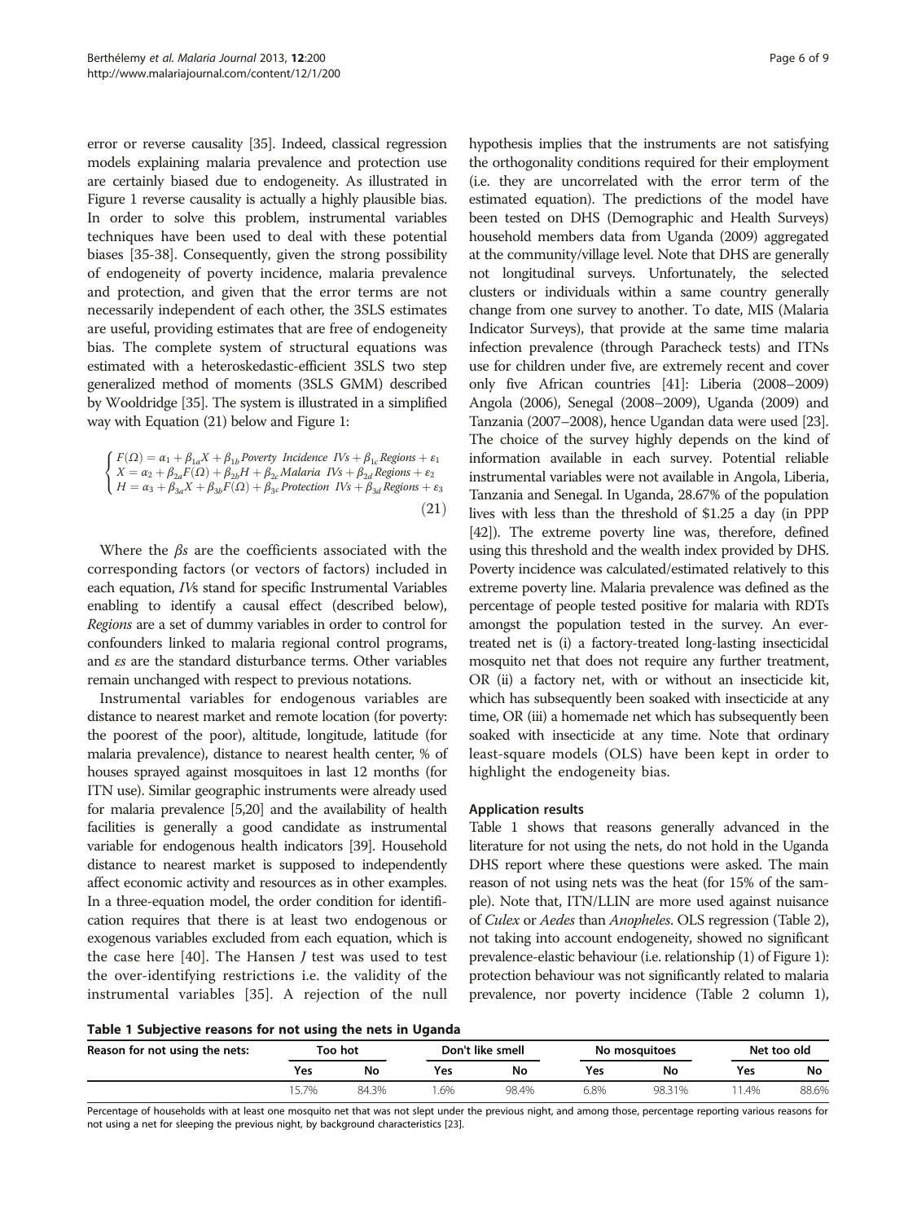error or reverse causality [35]. Indeed, classical regression models explaining malaria prevalence and protection use are certainly biased due to endogeneity. As illustrated in Figure 1 reverse causality is actually a highly plausible bias. In order to solve this problem, instrumental variables techniques have been used to deal with these potential biases [35-38]. Consequently, given the strong possibility of endogeneity of poverty incidence, malaria prevalence and protection, and given that the error terms are not necessarily independent of each other, the 3SLS estimates are useful, providing estimates that are free of endogeneity bias. The complete system of structural equations was estimated with a heteroskedastic-efficient 3SLS two step generalized method of moments (3SLS GMM) described by Wooldridge [35]. The system is illustrated in a simplified way with Equation (21) below and Figure 1:

$$\begin{cases} F(\Omega) = \alpha_1 + \beta_{1a} X + \beta_{1b} \textit{Poverty Incidence IVs} + \beta_{1c} \textit{Regions} + \varepsilon_1 \\ X = \alpha_2 + \beta_{2a} F(\Omega) + \beta_{2b} H + \beta_{2c} \textit{Malaria IVs} + \beta_{2d} \textit{Regions} + \varepsilon_2 \\ H = \alpha_3 + \beta_{3a} X + \beta_{3b} F(\Omega) + \beta_{3c} \textit{Protection IVs} + \beta_{3d} \textit{Regions} + \varepsilon_3 \end{cases} \tag{21}$$

Where the $\beta s$ are the coefficients associated with the corresponding factors (or vectors of factors) included in each equation, *IVs* stand for specific Instrumental Variables enabling to identify a causal effect (described below), *Regions* are a set of dummy variables in order to control for confounders linked to malaria regional control programs, and $\varepsilon s$ are the standard disturbance terms. Other variables remain unchanged with respect to previous notations.

Instrumental variables for endogenous variables are distance to nearest market and remote location (for poverty: the poorest of the poor), altitude, longitude, latitude (for malaria prevalence), distance to nearest health center, % of houses sprayed against mosquitoes in last 12 months (for ITN use). Similar geographic instruments were already used for malaria prevalence [5,20] and the availability of health facilities is generally a good candidate as instrumental variable for endogenous health indicators [39]. Household distance to nearest market is supposed to independently affect economic activity and resources as in other examples. In a three-equation model, the order condition for identification requires that there is at least two endogenous or exogenous variables excluded from each equation, which is the case here [40]. The Hansen $J$ test was used to test the over-identifying restrictions i.e. the validity of the instrumental variables [35]. A rejection of the null hypothesis implies that the instruments are not satisfying the orthogonality conditions required for their employment (i.e. they are uncorrelated with the error term of the estimated equation). The predictions of the model have been tested on DHS (Demographic and Health Surveys) household members data from Uganda (2009) aggregated at the community/village level. Note that DHS are generally not longitudinal surveys. Unfortunately, the selected clusters or individuals within a same country generally change from one survey to another. To date, MIS (Malaria Indicator Surveys), that provide at the same time malaria infection prevalence (through Paracheck tests) and ITNs use for children under five, are extremely recent and cover only five African countries [41]: Liberia (2008–2009) Angola (2006), Senegal (2008–2009), Uganda (2009) and Tanzania (2007–2008), hence Ugandan data were used [23]. The choice of the survey highly depends on the kind of information available in each survey. Potential reliable instrumental variables were not available in Angola, Liberia, Tanzania and Senegal. In Uganda, 28.67% of the population lives with less than the threshold of $1.25 a day (in PPP [42]). The extreme poverty line was, therefore, defined using this threshold and the wealth index provided by DHS. Poverty incidence was calculated/estimated relatively to this extreme poverty line. Malaria prevalence was defined as the percentage of people tested positive for malaria with RDTs amongst the population tested in the survey. An ever-treated net is (i) a factory-treated long-lasting insecticidal mosquito net that does not require any further treatment, OR (ii) a factory net, with or without an insecticide kit, which has subsequently been soaked with insecticide at any time, OR (iii) a homemade net which has subsequently been soaked with insecticide at any time. Note that ordinary least-square models (OLS) have been kept in order to highlight the endogeneity bias.

### Application results

Table 1 shows that reasons generally advanced in the literature for not using the nets, do not hold in the Uganda DHS report where these questions were asked. The main reason of not using nets was the heat (for 15% of the sample). Note that, ITN/LLIN are more used against nuisance of *Culex* or *Aedes* than *Anopheles*. OLS regression (Table 2), not taking into account endogeneity, showed no significant prevalence-elastic behaviour (i.e. relationship (1) of Figure 1): protection behaviour was not significantly related to malaria prevalence, nor poverty incidence (Table 2 column 1),

**Table 1 Subjective reasons for not using the nets in Uganda**

| Reason for not using the nets: | Too hot | | Don't like smell | | No mosquitoes | | Net too old | |
|---|---|---|---|---|---|---|---|---|
| | Yes | No | Yes | No | Yes | No | Yes | No |
| | 15.7% | 84.3% | 1.6% | 98.4% | 6.8% | 98.31% | 11.4% | 88.6% |

Percentage of households with at least one mosquito net that was not slept under the previous night, and among those, percentage reporting various reasons for not using a net for sleeping the previous night, by background characteristics [23].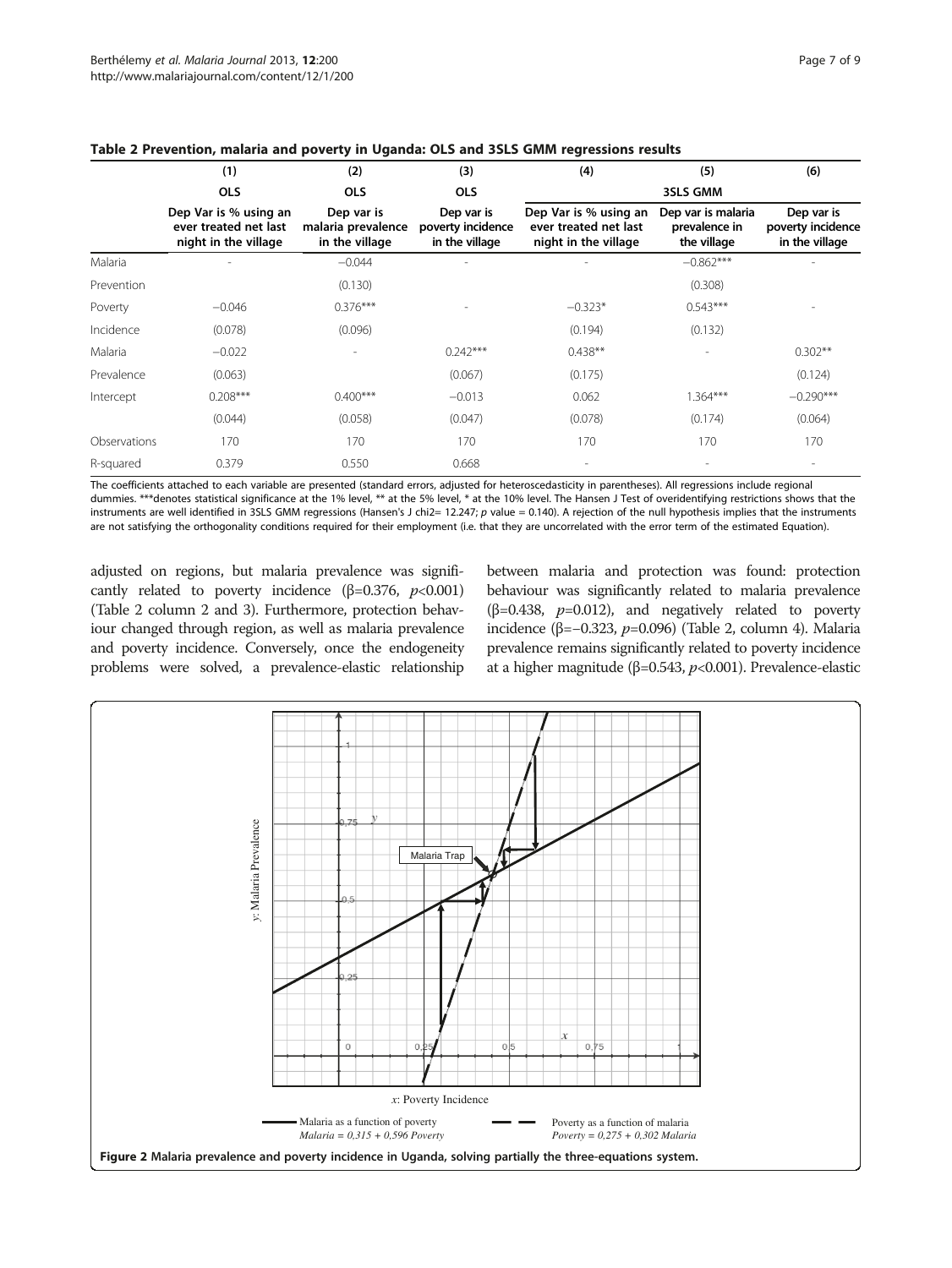**Table 2 Prevention, malaria and poverty in Uganda: OLS and 3SLS GMM regressions results**

| | (1) | (2) | (3) | (4) | (5) | (6) |
|---|---|---|---|---|---|---|
| | OLS | OLS | OLS | 3SLS GMM | | |
| | Dep Var is % using an ever treated net last night in the village | Dep var is malaria prevalence in the village | Dep var is poverty incidence in the village | Dep Var is % using an ever treated net last night in the village | Dep var is malaria prevalence in the village | Dep var is poverty incidence in the village |
| Malaria | - | −0.044 | - | - | −0.862*** | - |
| Prevention | | (0.130) | | | (0.308) | |
| Poverty | −0.046 | 0.376*** | - | −0.323* | 0.543*** | - |
| Incidence | (0.078) | (0.096) | | (0.194) | (0.132) | |
| Malaria | −0.022 | - | 0.242*** | 0.438** | - | 0.302** |
| Prevalence | (0.063) | | (0.067) | (0.175) | | (0.124) |
| Intercept | 0.208*** | 0.400*** | −0.013 | 0.062 | 1.364*** | −0.290*** |
| | (0.044) | (0.058) | (0.047) | (0.078) | (0.174) | (0.064) |
| Observations | 170 | 170 | 170 | 170 | 170 | 170 |
| R-squared | 0.379 | 0.550 | 0.668 | - | - | - |

The coefficients attached to each variable are presented (standard errors, adjusted for heteroscedasticity in parentheses). All regressions include regional dummies. ***denotes statistical significance at the 1% level, ** at the 5% level, * at the 10% level. The Hansen J Test of overidentifying restrictions shows that the instruments are well identified in 3SLS GMM regressions (Hansen's J chi2= 12.247; p value = 0.140). A rejection of the null hypothesis implies that the instruments are not satisfying the orthogonality conditions required for their employment (i.e. that they are uncorrelated with the error term of the estimated Equation).

adjusted on regions, but malaria prevalence was significantly related to poverty incidence ($\beta$=0.376, $p$<0.001) (Table 2 column 2 and 3). Furthermore, protection behaviour changed through region, as well as malaria prevalence and poverty incidence. Conversely, once the endogeneity problems were solved, a prevalence-elastic relationship between malaria and protection was found: protection behaviour was significantly related to malaria prevalence ($\beta$=0.438, $p$=0.012), and negatively related to poverty incidence ($\beta$=−0.323, $p$=0.096) (Table 2, column 4). Malaria prevalence remains significantly related to poverty incidence at a higher magnitude ($\beta$=0.543, $p$<0.001). Prevalence-elastic

**Figure 2 Malaria prevalence and poverty incidence in Uganda, solving partially the three-equations system.**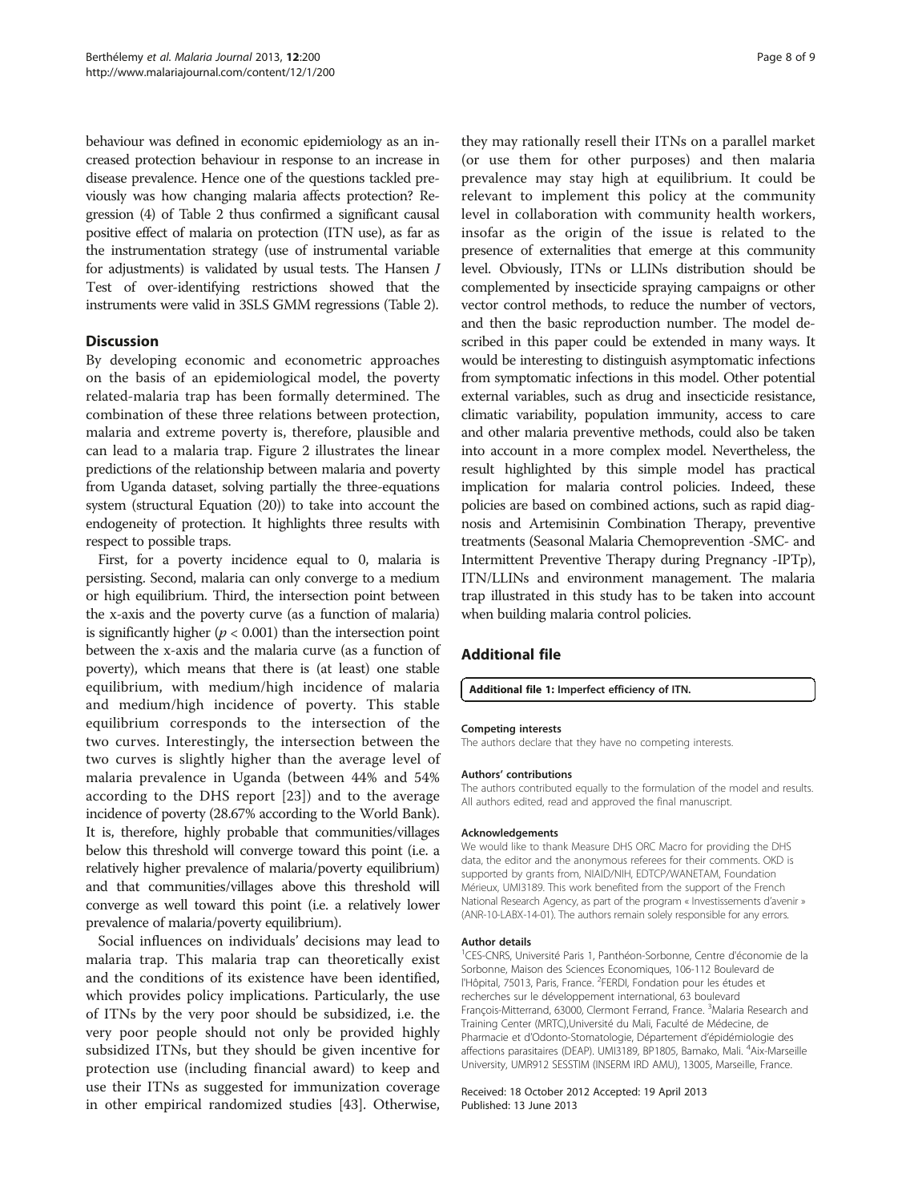behaviour was defined in economic epidemiology as an increased protection behaviour in response to an increase in disease prevalence. Hence one of the questions tackled previously was how changing malaria affects protection? Regression (4) of Table 2 thus confirmed a significant causal positive effect of malaria on protection (ITN use), as far as the instrumentation strategy (use of instrumental variable for adjustments) is validated by usual tests. The Hansen *J* Test of over-identifying restrictions showed that the instruments were valid in 3SLS GMM regressions (Table 2).

## Discussion

By developing economic and econometric approaches on the basis of an epidemiological model, the poverty related-malaria trap has been formally determined. The combination of these three relations between protection, malaria and extreme poverty is, therefore, plausible and can lead to a malaria trap. Figure 2 illustrates the linear predictions of the relationship between malaria and poverty from Uganda dataset, solving partially the three-equations system (structural Equation (20)) to take into account the endogeneity of protection. It highlights three results with respect to possible traps.

First, for a poverty incidence equal to 0, malaria is persisting. Second, malaria can only converge to a medium or high equilibrium. Third, the intersection point between the x-axis and the poverty curve (as a function of malaria) is significantly higher ($p < 0.001$) than the intersection point between the x-axis and the malaria curve (as a function of poverty), which means that there is (at least) one stable equilibrium, with medium/high incidence of malaria and medium/high incidence of poverty. This stable equilibrium corresponds to the intersection of the two curves. Interestingly, the intersection between the two curves is slightly higher than the average level of malaria prevalence in Uganda (between 44% and 54% according to the DHS report [23]) and to the average incidence of poverty (28.67% according to the World Bank). It is, therefore, highly probable that communities/villages below this threshold will converge toward this point (i.e. a relatively higher prevalence of malaria/poverty equilibrium) and that communities/villages above this threshold will converge as well toward this point (i.e. a relatively lower prevalence of malaria/poverty equilibrium).

Social influences on individuals' decisions may lead to malaria trap. This malaria trap can theoretically exist and the conditions of its existence have been identified, which provides policy implications. Particularly, the use of ITNs by the very poor should be subsidized, i.e. the very poor people should not only be provided highly subsidized ITNs, but they should be given incentive for protection use (including financial award) to keep and use their ITNs as suggested for immunization coverage in other empirical randomized studies [43]. Otherwise, they may rationally resell their ITNs on a parallel market (or use them for other purposes) and then malaria prevalence may stay high at equilibrium. It could be relevant to implement this policy at the community level in collaboration with community health workers, insofar as the origin of the issue is related to the presence of externalities that emerge at this community level. Obviously, ITNs or LLINs distribution should be complemented by insecticide spraying campaigns or other vector control methods, to reduce the number of vectors, and then the basic reproduction number. The model described in this paper could be extended in many ways. It would be interesting to distinguish asymptomatic infections from symptomatic infections in this model. Other potential external variables, such as drug and insecticide resistance, climatic variability, population immunity, access to care and other malaria preventive methods, could also be taken into account in a more complex model. Nevertheless, the result highlighted by this simple model has practical implication for malaria control policies. Indeed, these policies are based on combined actions, such as rapid diagnosis and Artemisinin Combination Therapy, preventive treatments (Seasonal Malaria Chemoprevention -SMC- and Intermittent Preventive Therapy during Pregnancy -IPTp), ITN/LLINs and environment management. The malaria trap illustrated in this study has to be taken into account when building malaria control policies.

## Additional file

**Additional file 1:** Imperfect efficiency of ITN.

#### Competing interests

The authors declare that they have no competing interests.

#### Authors' contributions

The authors contributed equally to the formulation of the model and results. All authors edited, read and approved the final manuscript.

#### Acknowledgements

We would like to thank Measure DHS ORC Macro for providing the DHS data, the editor and the anonymous referees for their comments. OKD is supported by grants from, NIAID/NIH, EDTCP/WANETAM, Foundation Mérieux, UMI3189. This work benefited from the support of the French National Research Agency, as part of the program « Investissements d'avenir » (ANR-10-LABX-14-01). The authors remain solely responsible for any errors.

#### Author details

[1]CES-CNRS, Université Paris 1, Panthéon-Sorbonne, Centre d'économie de la Sorbonne, Maison des Sciences Economiques, 106-112 Boulevard de l'Hôpital, 75013, Paris, France. [2]FERDI, Fondation pour les études et recherches sur le développement international, 63 boulevard François-Mitterrand, 63000, Clermont Ferrand, France. [3]Malaria Research and Training Center (MRTC),Université du Mali, Faculté de Médecine, de Pharmacie et d'Odonto-Stomatologie, Département d'épidémiologie des affections parasitaires (DEAP). UMI3189, BP1805, Bamako, Mali. [4]Aix-Marseille University, UMR912 SESSTIM (INSERM IRD AMU), 13005, Marseille, France.

Received: 18 October 2012 Accepted: 19 April 2013
Published: 13 June 2013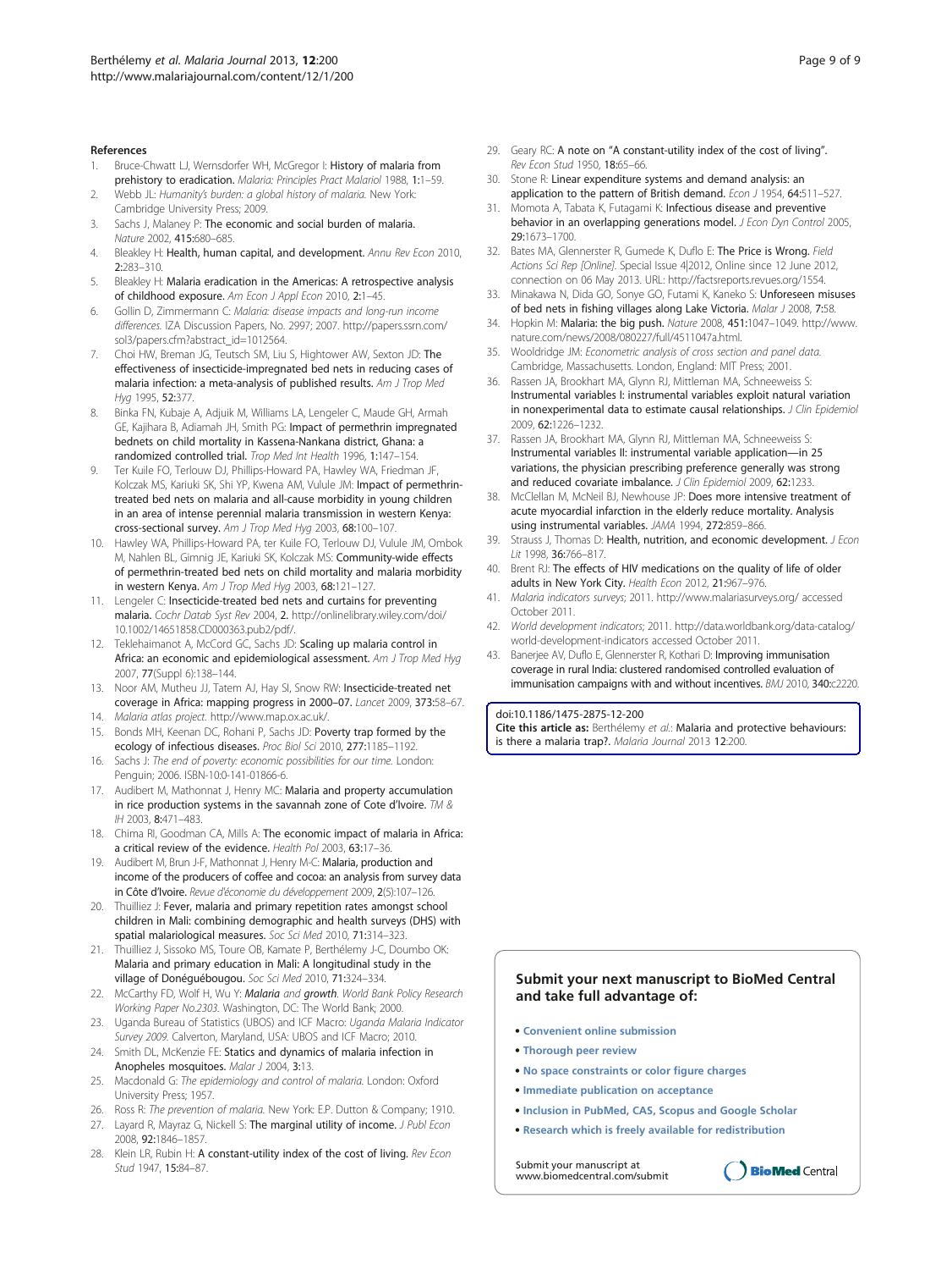## References

1. Bruce-Chwatt LJ, Wernsdorfer WH, McGregor I: **History of malaria from prehistory to eradication.** *Malaria: Principles Pract Malariol* 1988, **1:**1–59.
2. Webb JL: *Humanity's burden: a global history of malaria.* New York: Cambridge University Press; 2009.
3. Sachs J, Malaney P: **The economic and social burden of malaria.** *Nature* 2002, **415:**680–685.
4. Bleakley H: **Health, human capital, and development.** *Annu Rev Econ* 2010, **2:**283–310.
5. Bleakley H: **Malaria eradication in the Americas: A retrospective analysis of childhood exposure.** *Am Econ J Appl Econ* 2010, **2:**1–45.
6. Gollin D, Zimmermann C: *Malaria: disease impacts and long-run income differences.* IZA Discussion Papers, No. 2997; 2007. http://papers.ssrn.com/sol3/papers.cfm?abstract_id=1012564.
7. Choi HW, Breman JG, Teutsch SM, Liu S, Hightower AW, Sexton JD: **The effectiveness of insecticide-impregnated bed nets in reducing cases of malaria infection: a meta-analysis of published results.** *Am J Trop Med Hyg* 1995, **52:**377.
8. Binka FN, Kubaje A, Adjuik M, Williams LA, Lengeler C, Maude GH, Armah GE, Kajihara B, Adiamah JH, Smith PG: **Impact of permethrin impregnated bednets on child mortality in Kassena-Nankana district, Ghana: a randomized controlled trial.** *Trop Med Int Health* 1996, **1:**147–154.
9. Ter Kuile FO, Terlouw DJ, Phillips-Howard PA, Hawley WA, Friedman JF, Kolczak MS, Kariuki SK, Shi YP, Kwena AM, Vulule JM: **Impact of permethrin-treated bed nets on malaria and all-cause morbidity in young children in an area of intense perennial malaria transmission in western Kenya: cross-sectional survey.** *Am J Trop Med Hyg* 2003, **68:**100–107.
10. Hawley WA, Phillips-Howard PA, ter Kuile FO, Terlouw DJ, Vulule JM, Ombok M, Nahlen BL, Gimnig JE, Kariuki SK, Kolczak MS: **Community-wide effects of permethrin-treated bed nets on child mortality and malaria morbidity in western Kenya.** *Am J Trop Med Hyg* 2003, **68:**121–127.
11. Lengeler C: **Insecticide-treated bed nets and curtains for preventing malaria.** *Cochr Datab Syst Rev* 2004, **2.** http://onlinelibrary.wiley.com/doi/10.1002/14651858.CD000363.pub2/pdf/.
12. Teklehaimanot A, McCord GC, Sachs JD: **Scaling up malaria control in Africa: an economic and epidemiological assessment.** *Am J Trop Med Hyg* 2007, **77**(Suppl 6):138–144.
13. Noor AM, Mutheu JJ, Tatem AJ, Hay SI, Snow RW: **Insecticide-treated net coverage in Africa: mapping progress in 2000–07.** *Lancet* 2009, **373:**58–67.
14. *Malaria atlas project.* http://www.map.ox.ac.uk/.
15. Bonds MH, Keenan DC, Rohani P, Sachs JD: **Poverty trap formed by the ecology of infectious diseases.** *Proc Biol Sci* 2010, **277:**1185–1192.
16. Sachs J: *The end of poverty: economic possibilities for our time.* London: Penguin; 2006. ISBN-10:0-141-01866-6.
17. Audibert M, Mathonnat J, Henry MC: **Malaria and property accumulation in rice production systems in the savannah zone of Cote d'Ivoire.** *TM & IH* 2003, **8:**471–483.
18. Chima RI, Goodman CA, Mills A: **The economic impact of malaria in Africa: a critical review of the evidence.** *Health Pol* 2003, **63:**17–36.
19. Audibert M, Brun J-F, Mathonnat J, Henry M-C: **Malaria, production and income of the producers of coffee and cocoa: an analysis from survey data in Côte d'Ivoire.** *Revue d'économie du développement* 2009, **2**(5):107–126.
20. Thuilliez J: **Fever, malaria and primary repetition rates amongst school children in Mali: combining demographic and health surveys (DHS) with spatial malariological measures.** *Soc Sci Med* 2010, **71:**314–323.
21. Thuilliez J, Sissoko MS, Toure OB, Kamate P, Berthélemy J-C, Doumbo OK: **Malaria and primary education in Mali: A longitudinal study in the village of Donéguébougou.** *Soc Sci Med* 2010, **71:**324–334.
22. McCarthy FD, Wolf H, Wu Y: ***Malaria** and **growth**. World Bank Policy Research Working Paper No.2303.* Washington, DC: The World Bank; 2000.
23. Uganda Bureau of Statistics (UBOS) and ICF Macro: *Uganda Malaria Indicator Survey 2009.* Calverton, Maryland, USA: UBOS and ICF Macro; 2010.
24. Smith DL, McKenzie FE: **Statics and dynamics of malaria infection in Anopheles mosquitoes.** *Malar J* 2004, **3:**13.
25. Macdonald G: *The epidemiology and control of malaria.* London: Oxford University Press; 1957.
26. Ross R: *The prevention of malaria.* New York: E.P. Dutton & Company; 1910.
27. Layard R, Mayraz G, Nickell S: **The marginal utility of income.** *J Publ Econ* 2008, **92:**1846–1857.
28. Klein LR, Rubin H: **A constant-utility index of the cost of living.** *Rev Econ Stud* 1947, **15:**84–87.
29. Geary RC: **A note on "A constant-utility index of the cost of living".** *Rev Econ Stud* 1950, **18:**65–66.
30. Stone R: **Linear expenditure systems and demand analysis: an application to the pattern of British demand.** *Econ J* 1954, **64:**511–527.
31. Momota A, Tabata K, Futagami K: **Infectious disease and preventive behavior in an overlapping generations model.** *J Econ Dyn Control* 2005, **29:**1673–1700.
32. Bates MA, Glennerster R, Gumede K, Duflo E: **The Price is Wrong.** *Field Actions Sci Rep [Online].* Special Issue 4|2012, Online since 12 June 2012, connection on 06 May 2013. URL: http://factsreports.revues.org/1554.
33. Minakawa N, Dida GO, Sonye GO, Futami K, Kaneko S: **Unforeseen misuses of bed nets in fishing villages along Lake Victoria.** *Malar J* 2008, **7:**58.
34. Hopkin M: **Malaria: the big push.** *Nature* 2008, **451:**1047–1049. http://www.nature.com/news/2008/080227/full/4511047a.html.
35. Wooldridge JM: *Econometric analysis of cross section and panel data.* Cambridge, Massachusetts. London, England: MIT Press; 2001.
36. Rassen JA, Brookhart MA, Glynn RJ, Mittleman MA, Schneeweiss S: **Instrumental variables I: instrumental variables exploit natural variation in nonexperimental data to estimate causal relationships.** *J Clin Epidemiol* 2009, **62:**1226–1232.
37. Rassen JA, Brookhart MA, Glynn RJ, Mittleman MA, Schneeweiss S: **Instrumental variables II: instrumental variable application—in 25 variations, the physician prescribing preference generally was strong and reduced covariate imbalance.** *J Clin Epidemiol* 2009, **62:**1233.
38. McClellan M, McNeil BJ, Newhouse JP: **Does more intensive treatment of acute myocardial infarction in the elderly reduce mortality. Analysis using instrumental variables.** *JAMA* 1994, **272:**859–866.
39. Strauss J, Thomas D: **Health, nutrition, and economic development.** *J Econ Lit* 1998, **36:**766–817.
40. Brent RJ: **The effects of HIV medications on the quality of life of older adults in New York City.** *Health Econ* 2012, **21:**967–976.
41. *Malaria indicators surveys*; 2011. http://www.malariasurveys.org/ accessed October 2011.
42. *World development indicators*; 2011. http://data.worldbank.org/data-catalog/world-development-indicators accessed October 2011.
43. Banerjee AV, Duflo E, Glennerster R, Kothari D: **Improving immunisation coverage in rural India: clustered randomised controlled evaluation of immunisation campaigns with and without incentives.** *BMJ* 2010, **340:**c2220.

doi:10.1186/1475-2875-12-200
**Cite this article as:** Berthélemy *et al.*: Malaria and protective behaviours: is there a malaria trap?. *Malaria Journal* 2013 **12**:200.

### Submit your next manuscript to BioMed Central and take full advantage of:

- **Convenient online submission**
- **Thorough peer review**
- **No space constraints or color figure charges**
- **Immediate publication on acceptance**
- **Inclusion in PubMed, CAS, Scopus and Google Scholar**
- **Research which is freely available for redistribution**

Submit your manuscript at
www.biomedcentral.com/submit